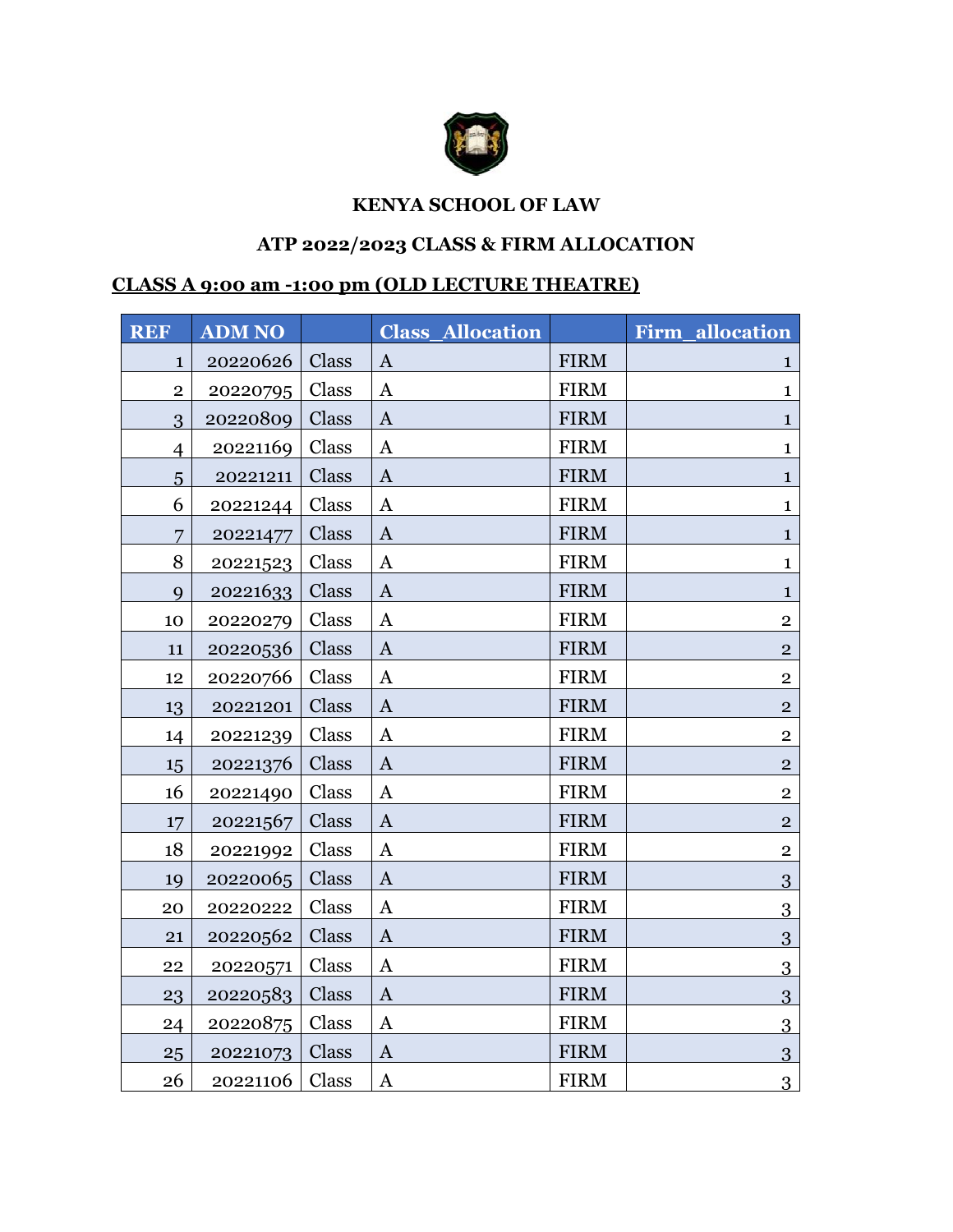**KENYA SCHOOL OF LAW**

**ATP 2022/2023 CLASS & FIRM ALLOCATION**

**CLASS A 9:00 am -1:00 pm (OLD LECTURE THEATRE)**

| REF | ADM NO | | Class_Allocation | | Firm_allocation |
|---|---|---|---|---|---|
| 1 | 20220626 | Class | A | FIRM | 1 |
| 2 | 20220795 | Class | A | FIRM | 1 |
| 3 | 20220809 | Class | A | FIRM | 1 |
| 4 | 20221169 | Class | A | FIRM | 1 |
| 5 | 20221211 | Class | A | FIRM | 1 |
| 6 | 20221244 | Class | A | FIRM | 1 |
| 7 | 20221477 | Class | A | FIRM | 1 |
| 8 | 20221523 | Class | A | FIRM | 1 |
| 9 | 20221633 | Class | A | FIRM | 1 |
| 10 | 20220279 | Class | A | FIRM | 2 |
| 11 | 20220536 | Class | A | FIRM | 2 |
| 12 | 20220766 | Class | A | FIRM | 2 |
| 13 | 20221201 | Class | A | FIRM | 2 |
| 14 | 20221239 | Class | A | FIRM | 2 |
| 15 | 20221376 | Class | A | FIRM | 2 |
| 16 | 20221490 | Class | A | FIRM | 2 |
| 17 | 20221567 | Class | A | FIRM | 2 |
| 18 | 20221992 | Class | A | FIRM | 2 |
| 19 | 20220065 | Class | A | FIRM | 3 |
| 20 | 20220222 | Class | A | FIRM | 3 |
| 21 | 20220562 | Class | A | FIRM | 3 |
| 22 | 20220571 | Class | A | FIRM | 3 |
| 23 | 20220583 | Class | A | FIRM | 3 |
| 24 | 20220875 | Class | A | FIRM | 3 |
| 25 | 20221073 | Class | A | FIRM | 3 |
| 26 | 20221106 | Class | A | FIRM | 3 |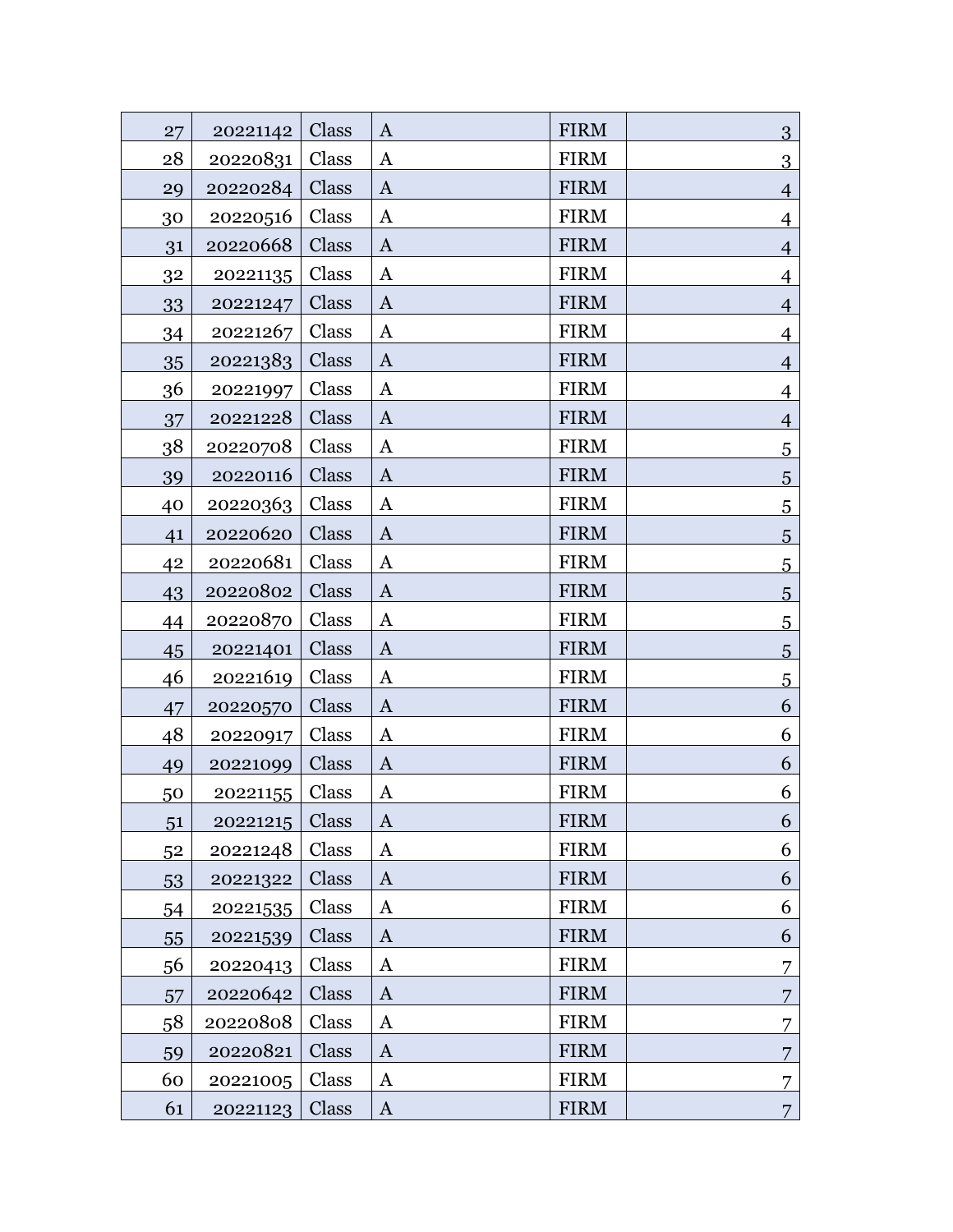| | | | | | |
|---|---|---|---|---|---|
| 27 | 20221142 | Class | A | FIRM | 3 |
| 28 | 20220831 | Class | A | FIRM | 3 |
| 29 | 20220284 | Class | A | FIRM | 4 |
| 30 | 20220516 | Class | A | FIRM | 4 |
| 31 | 20220668 | Class | A | FIRM | 4 |
| 32 | 20221135 | Class | A | FIRM | 4 |
| 33 | 20221247 | Class | A | FIRM | 4 |
| 34 | 20221267 | Class | A | FIRM | 4 |
| 35 | 20221383 | Class | A | FIRM | 4 |
| 36 | 20221997 | Class | A | FIRM | 4 |
| 37 | 20221228 | Class | A | FIRM | 4 |
| 38 | 20220708 | Class | A | FIRM | 5 |
| 39 | 20220116 | Class | A | FIRM | 5 |
| 40 | 20220363 | Class | A | FIRM | 5 |
| 41 | 20220620 | Class | A | FIRM | 5 |
| 42 | 20220681 | Class | A | FIRM | 5 |
| 43 | 20220802 | Class | A | FIRM | 5 |
| 44 | 20220870 | Class | A | FIRM | 5 |
| 45 | 20221401 | Class | A | FIRM | 5 |
| 46 | 20221619 | Class | A | FIRM | 5 |
| 47 | 20220570 | Class | A | FIRM | 6 |
| 48 | 20220917 | Class | A | FIRM | 6 |
| 49 | 20221099 | Class | A | FIRM | 6 |
| 50 | 20221155 | Class | A | FIRM | 6 |
| 51 | 20221215 | Class | A | FIRM | 6 |
| 52 | 20221248 | Class | A | FIRM | 6 |
| 53 | 20221322 | Class | A | FIRM | 6 |
| 54 | 20221535 | Class | A | FIRM | 6 |
| 55 | 20221539 | Class | A | FIRM | 6 |
| 56 | 20220413 | Class | A | FIRM | 7 |
| 57 | 20220642 | Class | A | FIRM | 7 |
| 58 | 20220808 | Class | A | FIRM | 7 |
| 59 | 20220821 | Class | A | FIRM | 7 |
| 60 | 20221005 | Class | A | FIRM | 7 |
| 61 | 20221123 | Class | A | FIRM | 7 |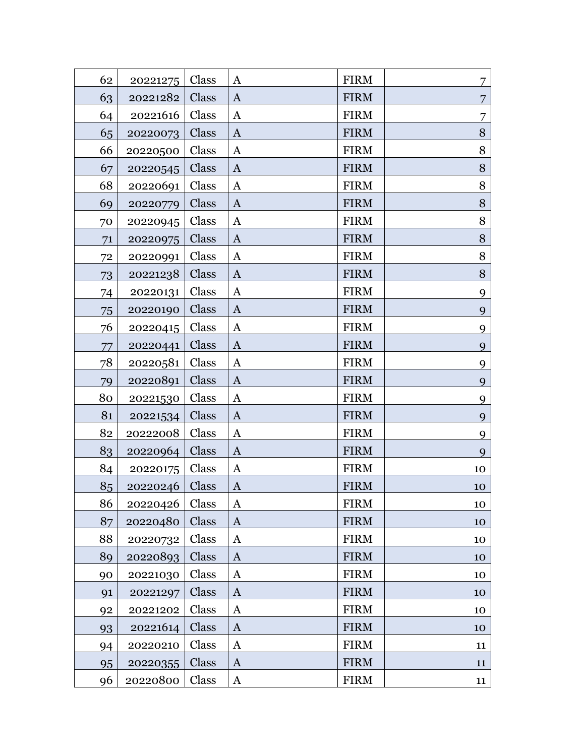| | | | | | |
|---|---|---|---|---|---|
| 62 | 20221275 | Class | A | FIRM | 7 |
| 63 | 20221282 | Class | A | FIRM | 7 |
| 64 | 20221616 | Class | A | FIRM | 7 |
| 65 | 20220073 | Class | A | FIRM | 8 |
| 66 | 20220500 | Class | A | FIRM | 8 |
| 67 | 20220545 | Class | A | FIRM | 8 |
| 68 | 20220691 | Class | A | FIRM | 8 |
| 69 | 20220779 | Class | A | FIRM | 8 |
| 70 | 20220945 | Class | A | FIRM | 8 |
| 71 | 20220975 | Class | A | FIRM | 8 |
| 72 | 20220991 | Class | A | FIRM | 8 |
| 73 | 20221238 | Class | A | FIRM | 8 |
| 74 | 20220131 | Class | A | FIRM | 9 |
| 75 | 20220190 | Class | A | FIRM | 9 |
| 76 | 20220415 | Class | A | FIRM | 9 |
| 77 | 20220441 | Class | A | FIRM | 9 |
| 78 | 20220581 | Class | A | FIRM | 9 |
| 79 | 20220891 | Class | A | FIRM | 9 |
| 80 | 20221530 | Class | A | FIRM | 9 |
| 81 | 20221534 | Class | A | FIRM | 9 |
| 82 | 20222008 | Class | A | FIRM | 9 |
| 83 | 20220964 | Class | A | FIRM | 9 |
| 84 | 20220175 | Class | A | FIRM | 10 |
| 85 | 20220246 | Class | A | FIRM | 10 |
| 86 | 20220426 | Class | A | FIRM | 10 |
| 87 | 20220480 | Class | A | FIRM | 10 |
| 88 | 20220732 | Class | A | FIRM | 10 |
| 89 | 20220893 | Class | A | FIRM | 10 |
| 90 | 20221030 | Class | A | FIRM | 10 |
| 91 | 20221297 | Class | A | FIRM | 10 |
| 92 | 20221202 | Class | A | FIRM | 10 |
| 93 | 20221614 | Class | A | FIRM | 10 |
| 94 | 20220210 | Class | A | FIRM | 11 |
| 95 | 20220355 | Class | A | FIRM | 11 |
| 96 | 20220800 | Class | A | FIRM | 11 |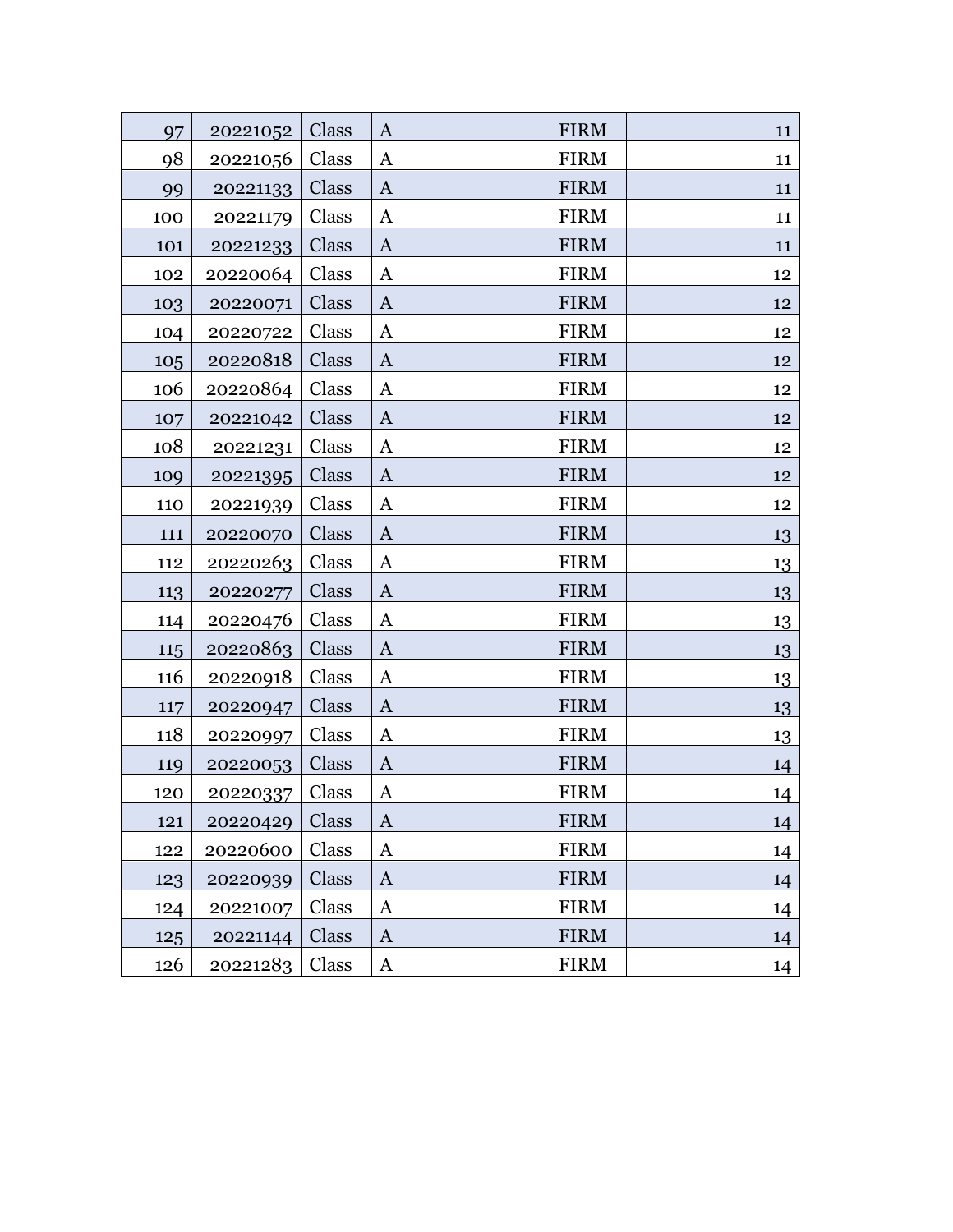| | | | | | |
|---|---|---|---|---|---|
| 97 | 20221052 | Class | A | FIRM | 11 |
| 98 | 20221056 | Class | A | FIRM | 11 |
| 99 | 20221133 | Class | A | FIRM | 11 |
| 100 | 20221179 | Class | A | FIRM | 11 |
| 101 | 20221233 | Class | A | FIRM | 11 |
| 102 | 20220064 | Class | A | FIRM | 12 |
| 103 | 20220071 | Class | A | FIRM | 12 |
| 104 | 20220722 | Class | A | FIRM | 12 |
| 105 | 20220818 | Class | A | FIRM | 12 |
| 106 | 20220864 | Class | A | FIRM | 12 |
| 107 | 20221042 | Class | A | FIRM | 12 |
| 108 | 20221231 | Class | A | FIRM | 12 |
| 109 | 20221395 | Class | A | FIRM | 12 |
| 110 | 20221939 | Class | A | FIRM | 12 |
| 111 | 20220070 | Class | A | FIRM | 13 |
| 112 | 20220263 | Class | A | FIRM | 13 |
| 113 | 20220277 | Class | A | FIRM | 13 |
| 114 | 20220476 | Class | A | FIRM | 13 |
| 115 | 20220863 | Class | A | FIRM | 13 |
| 116 | 20220918 | Class | A | FIRM | 13 |
| 117 | 20220947 | Class | A | FIRM | 13 |
| 118 | 20220997 | Class | A | FIRM | 13 |
| 119 | 20220053 | Class | A | FIRM | 14 |
| 120 | 20220337 | Class | A | FIRM | 14 |
| 121 | 20220429 | Class | A | FIRM | 14 |
| 122 | 20220600 | Class | A | FIRM | 14 |
| 123 | 20220939 | Class | A | FIRM | 14 |
| 124 | 20221007 | Class | A | FIRM | 14 |
| 125 | 20221144 | Class | A | FIRM | 14 |
| 126 | 20221283 | Class | A | FIRM | 14 |